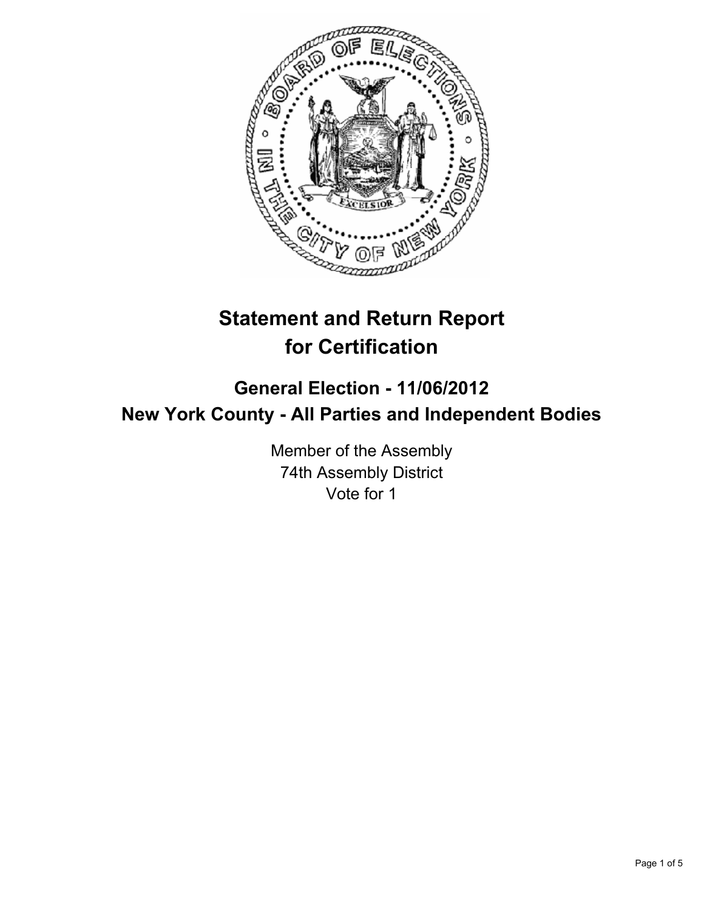# Statement and Return Report for Certification

## General Election - 11/06/2012
## New York County - All Parties and Independent Bodies

Member of the Assembly
74th Assembly District
Vote for 1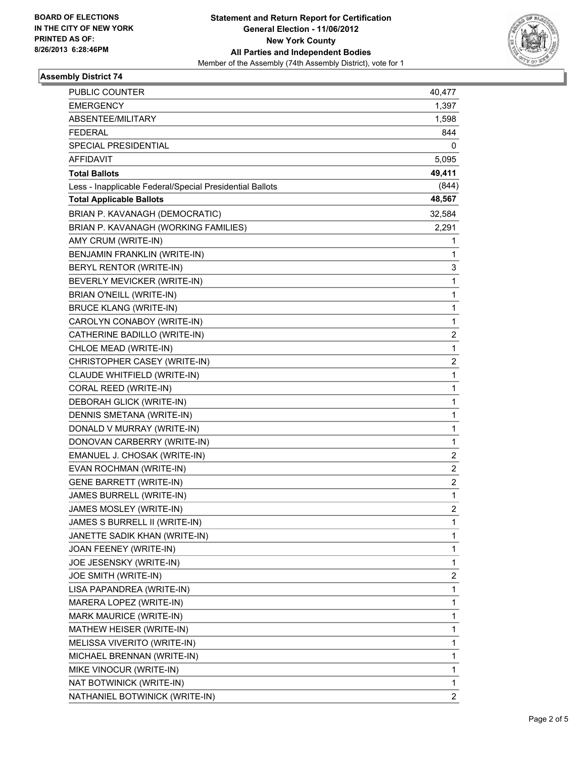**BOARD OF ELECTIONS IN THE CITY OF NEW YORK PRINTED AS OF: 8/26/2013 6:28:46PM**

# Statement and Return Report for Certification
## General Election - 11/06/2012
## New York County
## All Parties and Independent Bodies
Member of the Assembly (74th Assembly District), vote for 1

### Assembly District 74

| | |
|---|---|
| PUBLIC COUNTER | 40,477 |
| EMERGENCY | 1,397 |
| ABSENTEE/MILITARY | 1,598 |
| FEDERAL | 844 |
| SPECIAL PRESIDENTIAL | 0 |
| AFFIDAVIT | 5,095 |
| **Total Ballots** | **49,411** |
| Less - Inapplicable Federal/Special Presidential Ballots | (844) |
| **Total Applicable Ballots** | **48,567** |
| BRIAN P. KAVANAGH (DEMOCRATIC) | 32,584 |
| BRIAN P. KAVANAGH (WORKING FAMILIES) | 2,291 |
| AMY CRUM (WRITE-IN) | 1 |
| BENJAMIN FRANKLIN (WRITE-IN) | 1 |
| BERYL RENTOR (WRITE-IN) | 3 |
| BEVERLY MEVICKER (WRITE-IN) | 1 |
| BRIAN O'NEILL (WRITE-IN) | 1 |
| BRUCE KLANG (WRITE-IN) | 1 |
| CAROLYN CONABOY (WRITE-IN) | 1 |
| CATHERINE BADILLO (WRITE-IN) | 2 |
| CHLOE MEAD (WRITE-IN) | 1 |
| CHRISTOPHER CASEY (WRITE-IN) | 2 |
| CLAUDE WHITFIELD (WRITE-IN) | 1 |
| CORAL REED (WRITE-IN) | 1 |
| DEBORAH GLICK (WRITE-IN) | 1 |
| DENNIS SMETANA (WRITE-IN) | 1 |
| DONALD V MURRAY (WRITE-IN) | 1 |
| DONOVAN CARBERRY (WRITE-IN) | 1 |
| EMANUEL J. CHOSAK (WRITE-IN) | 2 |
| EVAN ROCHMAN (WRITE-IN) | 2 |
| GENE BARRETT (WRITE-IN) | 2 |
| JAMES BURRELL (WRITE-IN) | 1 |
| JAMES MOSLEY (WRITE-IN) | 2 |
| JAMES S BURRELL II (WRITE-IN) | 1 |
| JANETTE SADIK KHAN (WRITE-IN) | 1 |
| JOAN FEENEY (WRITE-IN) | 1 |
| JOE JESENSKY (WRITE-IN) | 1 |
| JOE SMITH (WRITE-IN) | 2 |
| LISA PAPANDREA (WRITE-IN) | 1 |
| MARERA LOPEZ (WRITE-IN) | 1 |
| MARK MAURICE (WRITE-IN) | 1 |
| MATHEW HEISER (WRITE-IN) | 1 |
| MELISSA VIVERITO (WRITE-IN) | 1 |
| MICHAEL BRENNAN (WRITE-IN) | 1 |
| MIKE VINOCUR (WRITE-IN) | 1 |
| NAT BOTWINICK (WRITE-IN) | 1 |
| NATHANIEL BOTWINICK (WRITE-IN) | 2 |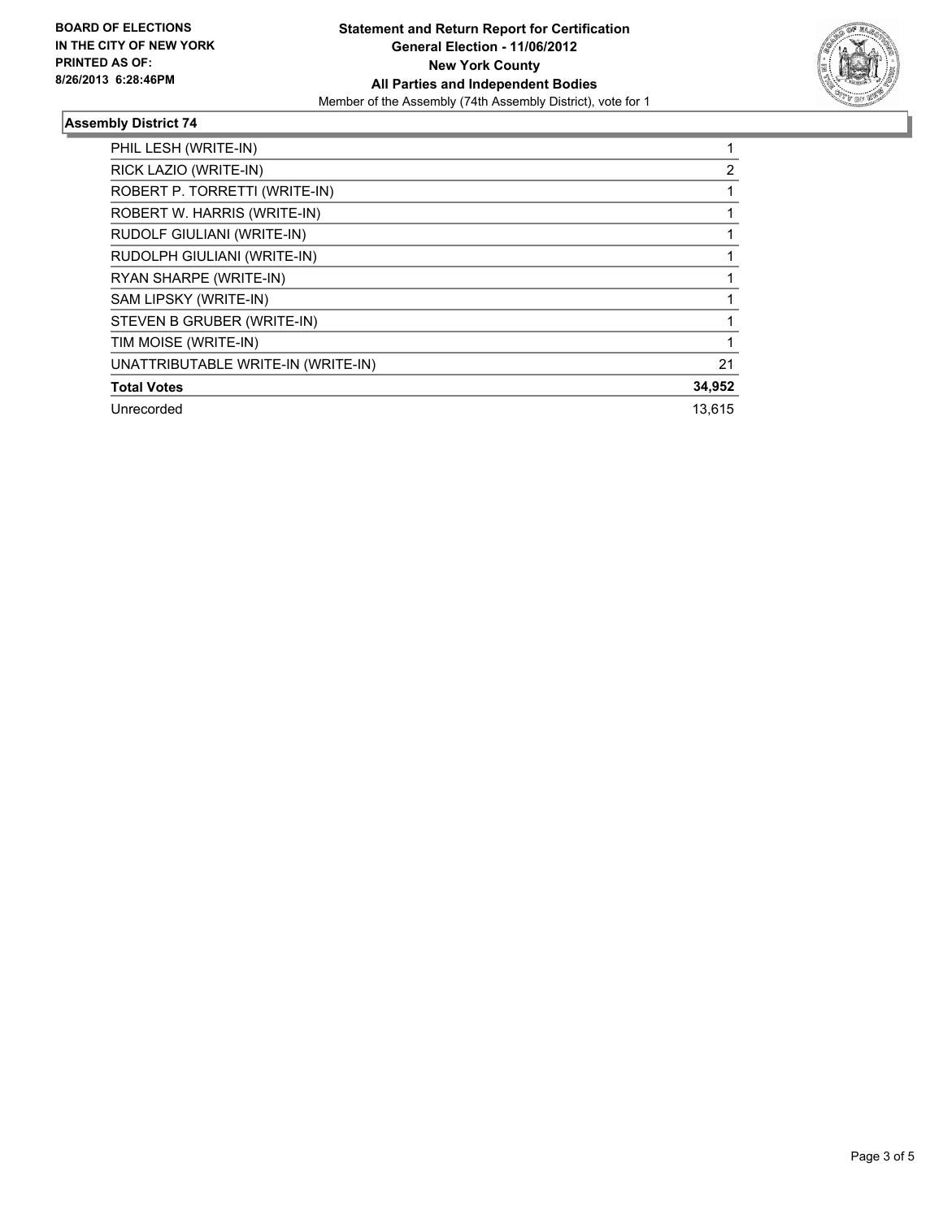**BOARD OF ELECTIONS IN THE CITY OF NEW YORK PRINTED AS OF: 8/26/2013 6:28:46PM**

**Statement and Return Report for Certification**
**General Election - 11/06/2012**
**New York County**
**All Parties and Independent Bodies**
Member of the Assembly (74th Assembly District), vote for 1

### Assembly District 74

| | |
|---|---|
| PHIL LESH (WRITE-IN) | 1 |
| RICK LAZIO (WRITE-IN) | 2 |
| ROBERT P. TORRETTI (WRITE-IN) | 1 |
| ROBERT W. HARRIS (WRITE-IN) | 1 |
| RUDOLF GIULIANI (WRITE-IN) | 1 |
| RUDOLPH GIULIANI (WRITE-IN) | 1 |
| RYAN SHARPE (WRITE-IN) | 1 |
| SAM LIPSKY (WRITE-IN) | 1 |
| STEVEN B GRUBER (WRITE-IN) | 1 |
| TIM MOISE (WRITE-IN) | 1 |
| UNATTRIBUTABLE WRITE-IN (WRITE-IN) | 21 |
| **Total Votes** | **34,952** |
| Unrecorded | 13,615 |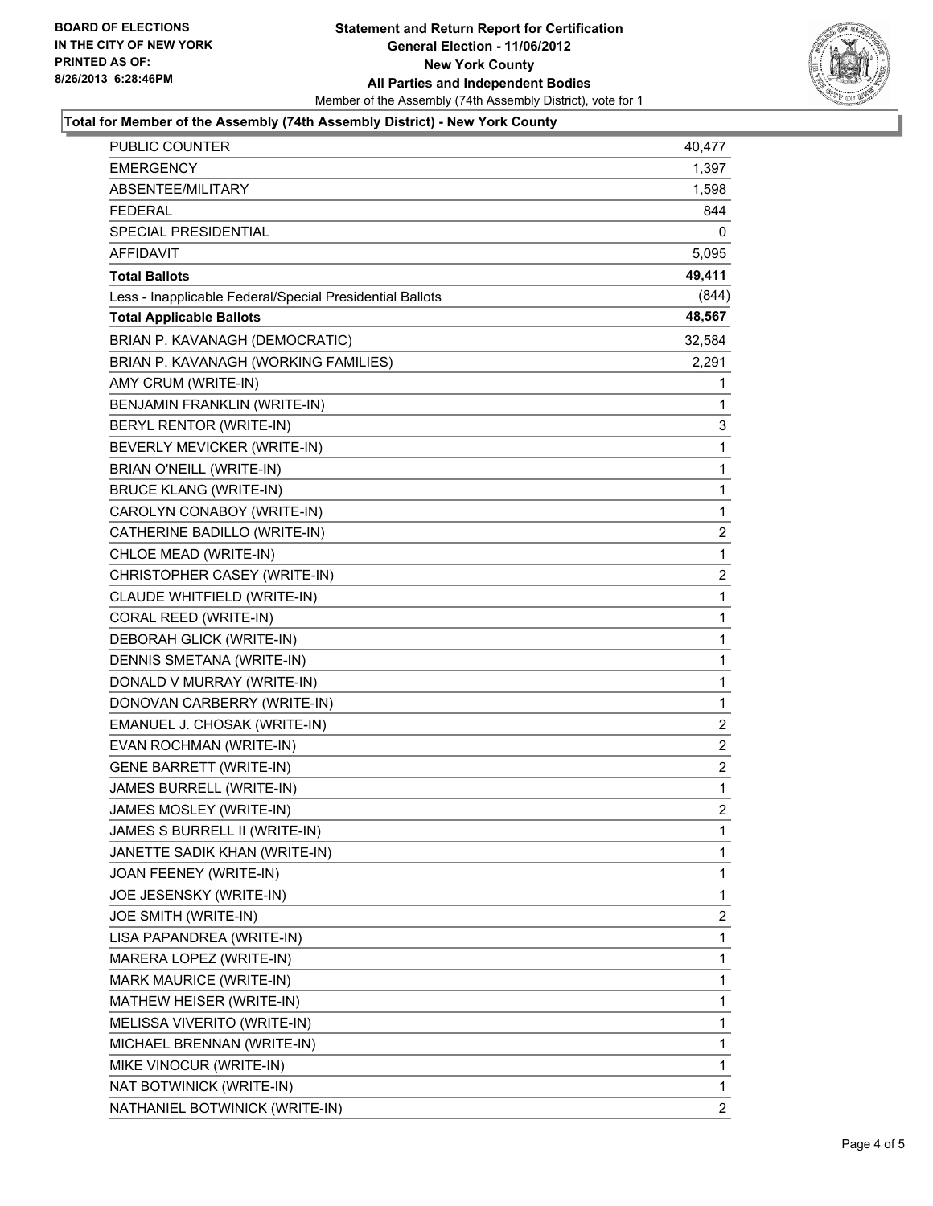**BOARD OF ELECTIONS IN THE CITY OF NEW YORK PRINTED AS OF: 8/26/2013 6:28:46PM**

**Statement and Return Report for Certification General Election - 11/06/2012 New York County All Parties and Independent Bodies**

Member of the Assembly (74th Assembly District), vote for 1

**Total for Member of the Assembly (74th Assembly District) - New York County**

| | |
|---|---|
| PUBLIC COUNTER | 40,477 |
| EMERGENCY | 1,397 |
| ABSENTEE/MILITARY | 1,598 |
| FEDERAL | 844 |
| SPECIAL PRESIDENTIAL | 0 |
| AFFIDAVIT | 5,095 |
| **Total Ballots** | **49,411** |
| Less - Inapplicable Federal/Special Presidential Ballots | (844) |
| **Total Applicable Ballots** | **48,567** |
| BRIAN P. KAVANAGH (DEMOCRATIC) | 32,584 |
| BRIAN P. KAVANAGH (WORKING FAMILIES) | 2,291 |
| AMY CRUM (WRITE-IN) | 1 |
| BENJAMIN FRANKLIN (WRITE-IN) | 1 |
| BERYL RENTOR (WRITE-IN) | 3 |
| BEVERLY MEVICKER (WRITE-IN) | 1 |
| BRIAN O'NEILL (WRITE-IN) | 1 |
| BRUCE KLANG (WRITE-IN) | 1 |
| CAROLYN CONABOY (WRITE-IN) | 1 |
| CATHERINE BADILLO (WRITE-IN) | 2 |
| CHLOE MEAD (WRITE-IN) | 1 |
| CHRISTOPHER CASEY (WRITE-IN) | 2 |
| CLAUDE WHITFIELD (WRITE-IN) | 1 |
| CORAL REED (WRITE-IN) | 1 |
| DEBORAH GLICK (WRITE-IN) | 1 |
| DENNIS SMETANA (WRITE-IN) | 1 |
| DONALD V MURRAY (WRITE-IN) | 1 |
| DONOVAN CARBERRY (WRITE-IN) | 1 |
| EMANUEL J. CHOSAK (WRITE-IN) | 2 |
| EVAN ROCHMAN (WRITE-IN) | 2 |
| GENE BARRETT (WRITE-IN) | 2 |
| JAMES BURRELL (WRITE-IN) | 1 |
| JAMES MOSLEY (WRITE-IN) | 2 |
| JAMES S BURRELL II (WRITE-IN) | 1 |
| JANETTE SADIK KHAN (WRITE-IN) | 1 |
| JOAN FEENEY (WRITE-IN) | 1 |
| JOE JESENSKY (WRITE-IN) | 1 |
| JOE SMITH (WRITE-IN) | 2 |
| LISA PAPANDREA (WRITE-IN) | 1 |
| MARERA LOPEZ (WRITE-IN) | 1 |
| MARK MAURICE (WRITE-IN) | 1 |
| MATHEW HEISER (WRITE-IN) | 1 |
| MELISSA VIVERITO (WRITE-IN) | 1 |
| MICHAEL BRENNAN (WRITE-IN) | 1 |
| MIKE VINOCUR (WRITE-IN) | 1 |
| NAT BOTWINICK (WRITE-IN) | 1 |
| NATHANIEL BOTWINICK (WRITE-IN) | 2 |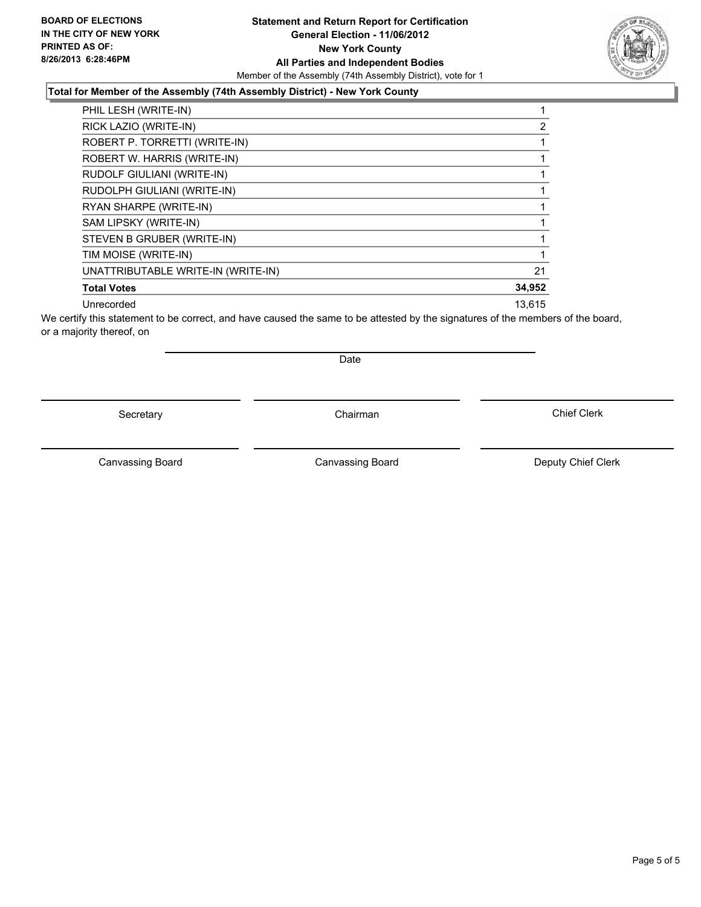**BOARD OF ELECTIONS IN THE CITY OF NEW YORK PRINTED AS OF: 8/26/2013 6:28:46PM**

**Statement and Return Report for Certification**
**General Election - 11/06/2012**
**New York County**
**All Parties and Independent Bodies**
Member of the Assembly (74th Assembly District), vote for 1

**Total for Member of the Assembly (74th Assembly District) - New York County**

| | |
|---|---|
| PHIL LESH (WRITE-IN) | 1 |
| RICK LAZIO (WRITE-IN) | 2 |
| ROBERT P. TORRETTI (WRITE-IN) | 1 |
| ROBERT W. HARRIS (WRITE-IN) | 1 |
| RUDOLF GIULIANI (WRITE-IN) | 1 |
| RUDOLPH GIULIANI (WRITE-IN) | 1 |
| RYAN SHARPE (WRITE-IN) | 1 |
| SAM LIPSKY (WRITE-IN) | 1 |
| STEVEN B GRUBER (WRITE-IN) | 1 |
| TIM MOISE (WRITE-IN) | 1 |
| UNATTRIBUTABLE WRITE-IN (WRITE-IN) | 21 |
| **Total Votes** | **34,952** |
| Unrecorded | 13,615 |

We certify this statement to be correct, and have caused the same to be attested by the signatures of the members of the board, or a majority thereof, on

Date

Secretary

Chairman

Chief Clerk

Canvassing Board

Canvassing Board

Deputy Chief Clerk